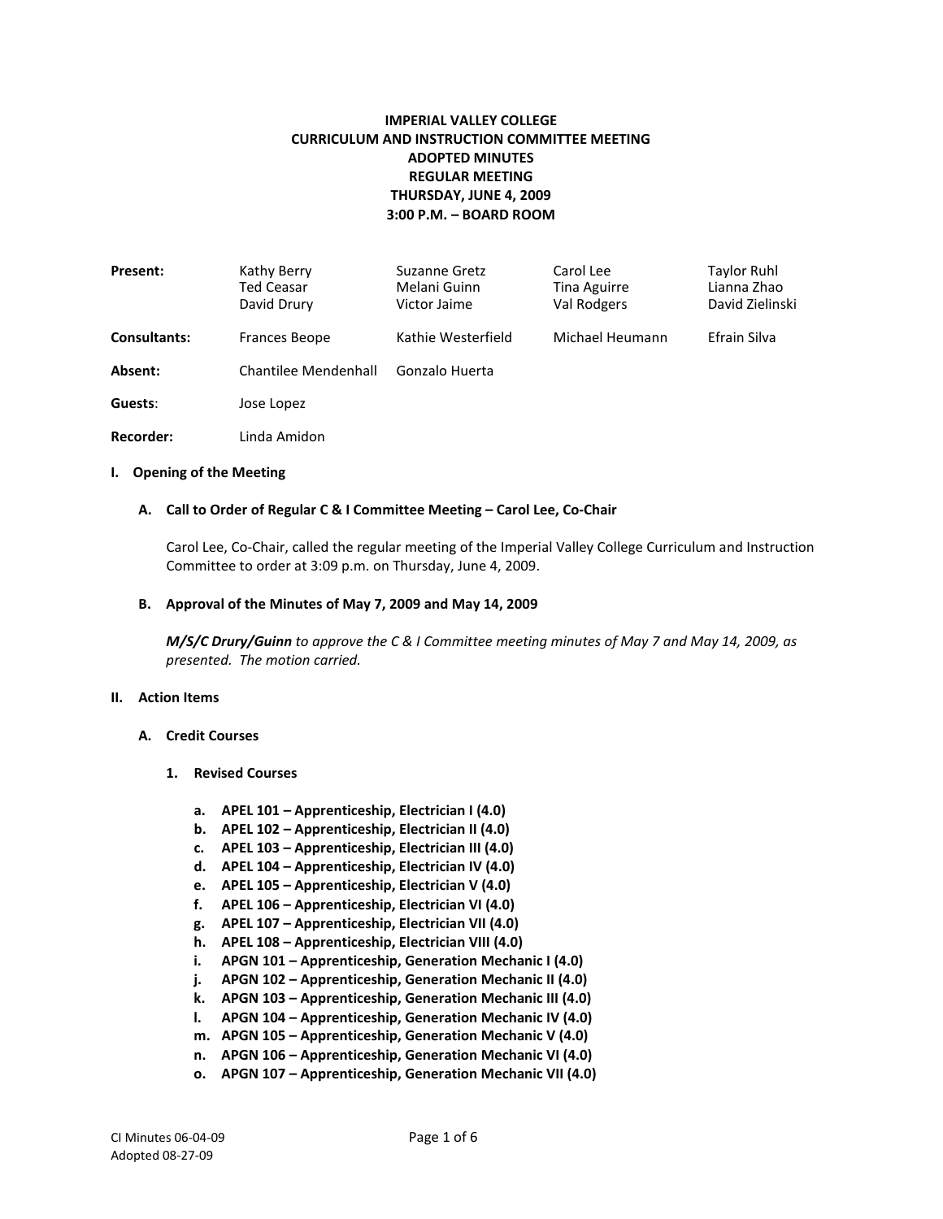# IMPERIAL VALLEY COLLEGE
## CURRICULUM AND INSTRUCTION COMMITTEE MEETING
## ADOPTED MINUTES
## REGULAR MEETING
## THURSDAY, JUNE 4, 2009
## 3:00 P.M. – BOARD ROOM

| | | | | |
|---|---|---|---|---|
| **Present:** | Kathy Berry<br>Ted Ceasar<br>David Drury | Suzanne Gretz<br>Melani Guinn<br>Victor Jaime | Carol Lee<br>Tina Aguirre<br>Val Rodgers | Taylor Ruhl<br>Lianna Zhao<br>David Zielinski |
| **Consultants:** | Frances Beope | Kathie Westerfield | Michael Heumann | Efrain Silva |
| **Absent:** | Chantilee Mendenhall | Gonzalo Huerta | | |
| **Guests**: | Jose Lopez | | | |
| **Recorder:** | Linda Amidon | | | |

**I. Opening of the Meeting**

**A. Call to Order of Regular C & I Committee Meeting – Carol Lee, Co-Chair**

Carol Lee, Co-Chair, called the regular meeting of the Imperial Valley College Curriculum and Instruction Committee to order at 3:09 p.m. on Thursday, June 4, 2009.

**B. Approval of the Minutes of May 7, 2009 and May 14, 2009**

***M/S/C Drury/Guinn** to approve the C & I Committee meeting minutes of May 7 and May 14, 2009, as presented. The motion carried.*

**II. Action Items**

**A. Credit Courses**

**1. Revised Courses**

- **a. APEL 101 – Apprenticeship, Electrician I (4.0)**
- **b. APEL 102 – Apprenticeship, Electrician II (4.0)**
- **c. APEL 103 – Apprenticeship, Electrician III (4.0)**
- **d. APEL 104 – Apprenticeship, Electrician IV (4.0)**
- **e. APEL 105 – Apprenticeship, Electrician V (4.0)**
- **f. APEL 106 – Apprenticeship, Electrician VI (4.0)**
- **g. APEL 107 – Apprenticeship, Electrician VII (4.0)**
- **h. APEL 108 – Apprenticeship, Electrician VIII (4.0)**
- **i. APGN 101 – Apprenticeship, Generation Mechanic I (4.0)**
- **j. APGN 102 – Apprenticeship, Generation Mechanic II (4.0)**
- **k. APGN 103 – Apprenticeship, Generation Mechanic III (4.0)**
- **l. APGN 104 – Apprenticeship, Generation Mechanic IV (4.0)**
- **m. APGN 105 – Apprenticeship, Generation Mechanic V (4.0)**
- **n. APGN 106 – Apprenticeship, Generation Mechanic VI (4.0)**
- **o. APGN 107 – Apprenticeship, Generation Mechanic VII (4.0)**

CI Minutes 06-04-09
Adopted 08-27-09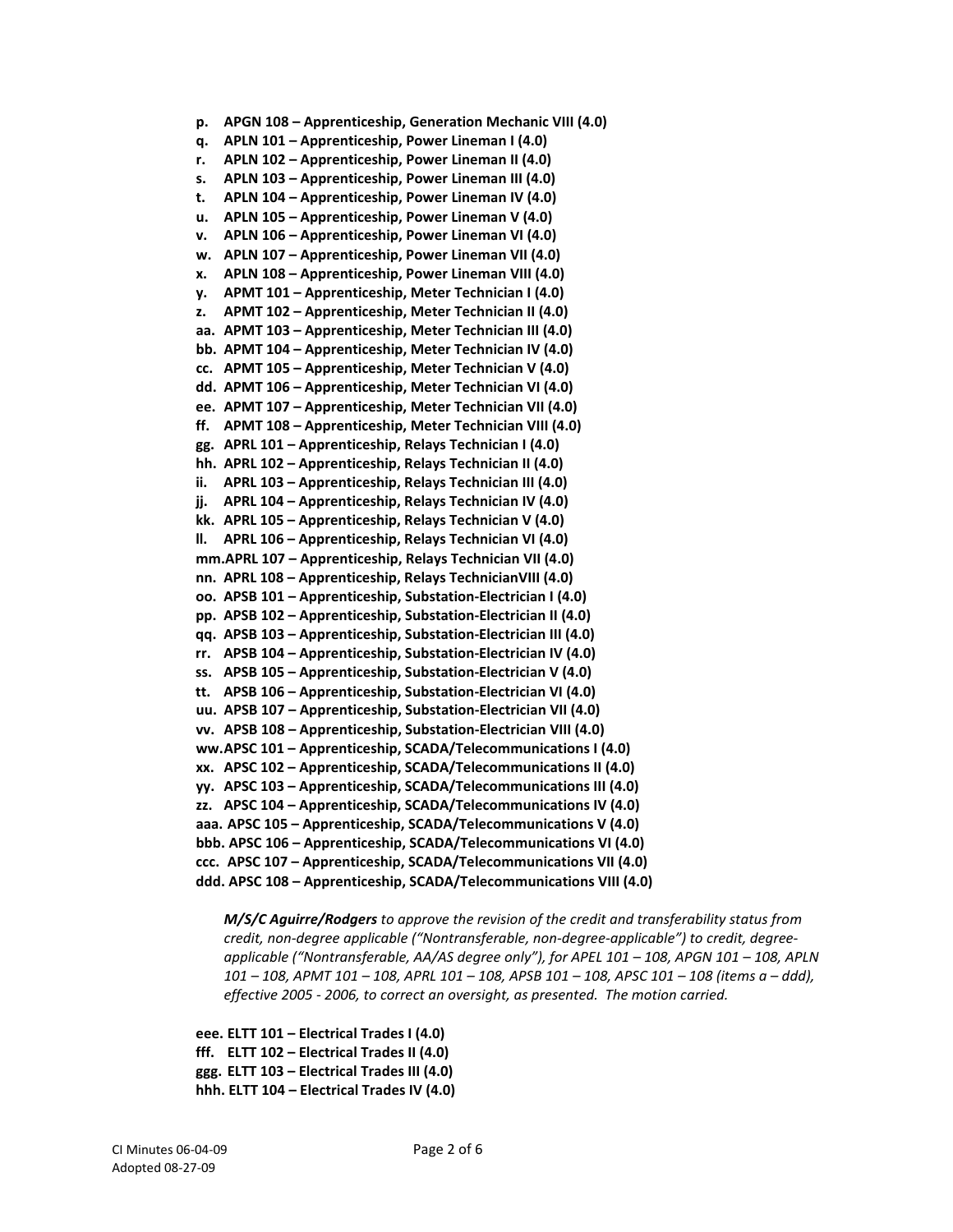**p. APGN 108 – Apprenticeship, Generation Mechanic VIII (4.0)**
**q. APLN 101 – Apprenticeship, Power Lineman I (4.0)**
**r. APLN 102 – Apprenticeship, Power Lineman II (4.0)**
**s. APLN 103 – Apprenticeship, Power Lineman III (4.0)**
**t. APLN 104 – Apprenticeship, Power Lineman IV (4.0)**
**u. APLN 105 – Apprenticeship, Power Lineman V (4.0)**
**v. APLN 106 – Apprenticeship, Power Lineman VI (4.0)**
**w. APLN 107 – Apprenticeship, Power Lineman VII (4.0)**
**x. APLN 108 – Apprenticeship, Power Lineman VIII (4.0)**
**y. APMT 101 – Apprenticeship, Meter Technician I (4.0)**
**z. APMT 102 – Apprenticeship, Meter Technician II (4.0)**
**aa. APMT 103 – Apprenticeship, Meter Technician III (4.0)**
**bb. APMT 104 – Apprenticeship, Meter Technician IV (4.0)**
**cc. APMT 105 – Apprenticeship, Meter Technician V (4.0)**
**dd. APMT 106 – Apprenticeship, Meter Technician VI (4.0)**
**ee. APMT 107 – Apprenticeship, Meter Technician VII (4.0)**
**ff. APMT 108 – Apprenticeship, Meter Technician VIII (4.0)**
**gg. APRL 101 – Apprenticeship, Relays Technician I (4.0)**
**hh. APRL 102 – Apprenticeship, Relays Technician II (4.0)**
**ii. APRL 103 – Apprenticeship, Relays Technician III (4.0)**
**jj. APRL 104 – Apprenticeship, Relays Technician IV (4.0)**
**kk. APRL 105 – Apprenticeship, Relays Technician V (4.0)**
**ll. APRL 106 – Apprenticeship, Relays Technician VI (4.0)**
**mm. APRL 107 – Apprenticeship, Relays Technician VII (4.0)**
**nn. APRL 108 – Apprenticeship, Relays TechnicianVIII (4.0)**
**oo. APSB 101 – Apprenticeship, Substation-Electrician I (4.0)**
**pp. APSB 102 – Apprenticeship, Substation-Electrician II (4.0)**
**qq. APSB 103 – Apprenticeship, Substation-Electrician III (4.0)**
**rr. APSB 104 – Apprenticeship, Substation-Electrician IV (4.0)**
**ss. APSB 105 – Apprenticeship, Substation-Electrician V (4.0)**
**tt. APSB 106 – Apprenticeship, Substation-Electrician VI (4.0)**
**uu. APSB 107 – Apprenticeship, Substation-Electrician VII (4.0)**
**vv. APSB 108 – Apprenticeship, Substation-Electrician VIII (4.0)**
**ww. APSC 101 – Apprenticeship, SCADA/Telecommunications I (4.0)**
**xx. APSC 102 – Apprenticeship, SCADA/Telecommunications II (4.0)**
**yy. APSC 103 – Apprenticeship, SCADA/Telecommunications III (4.0)**
**zz. APSC 104 – Apprenticeship, SCADA/Telecommunications IV (4.0)**
**aaa. APSC 105 – Apprenticeship, SCADA/Telecommunications V (4.0)**
**bbb. APSC 106 – Apprenticeship, SCADA/Telecommunications VI (4.0)**
**ccc. APSC 107 – Apprenticeship, SCADA/Telecommunications VII (4.0)**
**ddd. APSC 108 – Apprenticeship, SCADA/Telecommunications VIII (4.0)**

> ***M/S/C Aguirre/Rodgers*** *to approve the revision of the credit and transferability status from credit, non-degree applicable ("Nontransferable, non-degree-applicable") to credit, degree-applicable ("Nontransferable, AA/AS degree only"), for APEL 101 – 108, APGN 101 – 108, APLN 101 – 108, APMT 101 – 108, APRL 101 – 108, APSB 101 – 108, APSC 101 – 108 (items a – ddd), effective 2005 - 2006, to correct an oversight, as presented. The motion carried.*

**eee. ELTT 101 – Electrical Trades I (4.0)**
**fff. ELTT 102 – Electrical Trades II (4.0)**
**ggg. ELTT 103 – Electrical Trades III (4.0)**
**hhh. ELTT 104 – Electrical Trades IV (4.0)**

CI Minutes 06-04-09
Adopted 08-27-09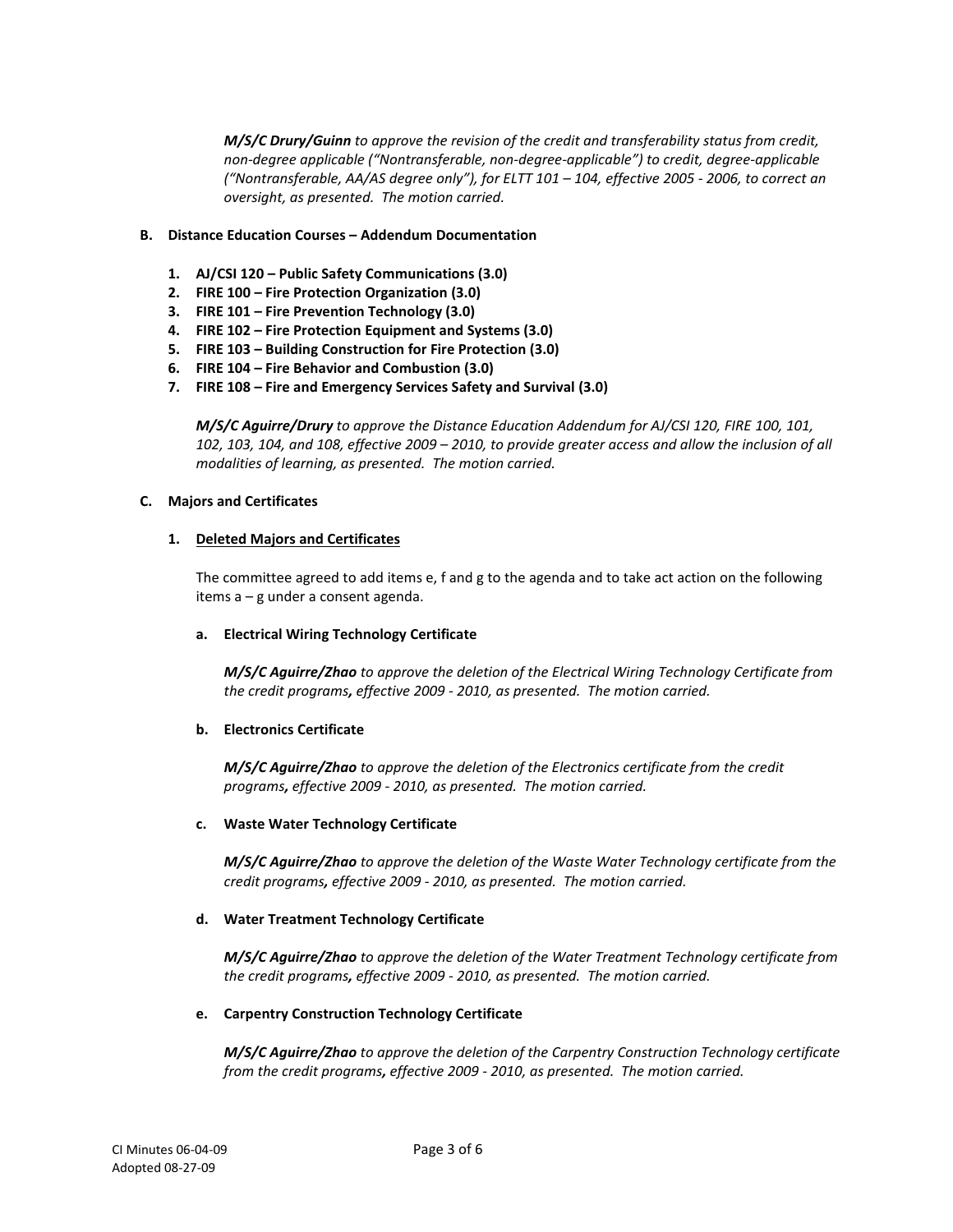***M/S/C Drury/Guinn*** *to approve the revision of the credit and transferability status from credit, non-degree applicable ("Nontransferable, non-degree-applicable") to credit, degree-applicable ("Nontransferable, AA/AS degree only"), for ELTT 101 – 104, effective 2005 - 2006, to correct an oversight, as presented. The motion carried.*

**B. Distance Education Courses – Addendum Documentation**

1. **AJ/CSI 120 – Public Safety Communications (3.0)**
2. **FIRE 100 – Fire Protection Organization (3.0)**
3. **FIRE 101 – Fire Prevention Technology (3.0)**
4. **FIRE 102 – Fire Protection Equipment and Systems (3.0)**
5. **FIRE 103 – Building Construction for Fire Protection (3.0)**
6. **FIRE 104 – Fire Behavior and Combustion (3.0)**
7. **FIRE 108 – Fire and Emergency Services Safety and Survival (3.0)**

***M/S/C Aguirre/Drury*** *to approve the Distance Education Addendum for AJ/CSI 120, FIRE 100, 101, 102, 103, 104, and 108, effective 2009 – 2010, to provide greater access and allow the inclusion of all modalities of learning, as presented. The motion carried.*

**C. Majors and Certificates**

**1. <u>Deleted Majors and Certificates</u>**

The committee agreed to add items e, f and g to the agenda and to take act action on the following items a – g under a consent agenda.

**a. Electrical Wiring Technology Certificate**

***M/S/C Aguirre/Zhao*** *to approve the deletion of the Electrical Wiring Technology Certificate from the credit programs**,** effective 2009 - 2010, as presented. The motion carried.*

**b. Electronics Certificate**

***M/S/C Aguirre/Zhao*** *to approve the deletion of the Electronics certificate from the credit programs**,** effective 2009 - 2010, as presented. The motion carried.*

**c. Waste Water Technology Certificate**

***M/S/C Aguirre/Zhao*** *to approve the deletion of the Waste Water Technology certificate from the credit programs**,** effective 2009 - 2010, as presented. The motion carried.*

**d. Water Treatment Technology Certificate**

***M/S/C Aguirre/Zhao*** *to approve the deletion of the Water Treatment Technology certificate from the credit programs**,** effective 2009 - 2010, as presented. The motion carried.*

**e. Carpentry Construction Technology Certificate**

***M/S/C Aguirre/Zhao*** *to approve the deletion of the Carpentry Construction Technology certificate from the credit programs**,** effective 2009 - 2010, as presented. The motion carried.*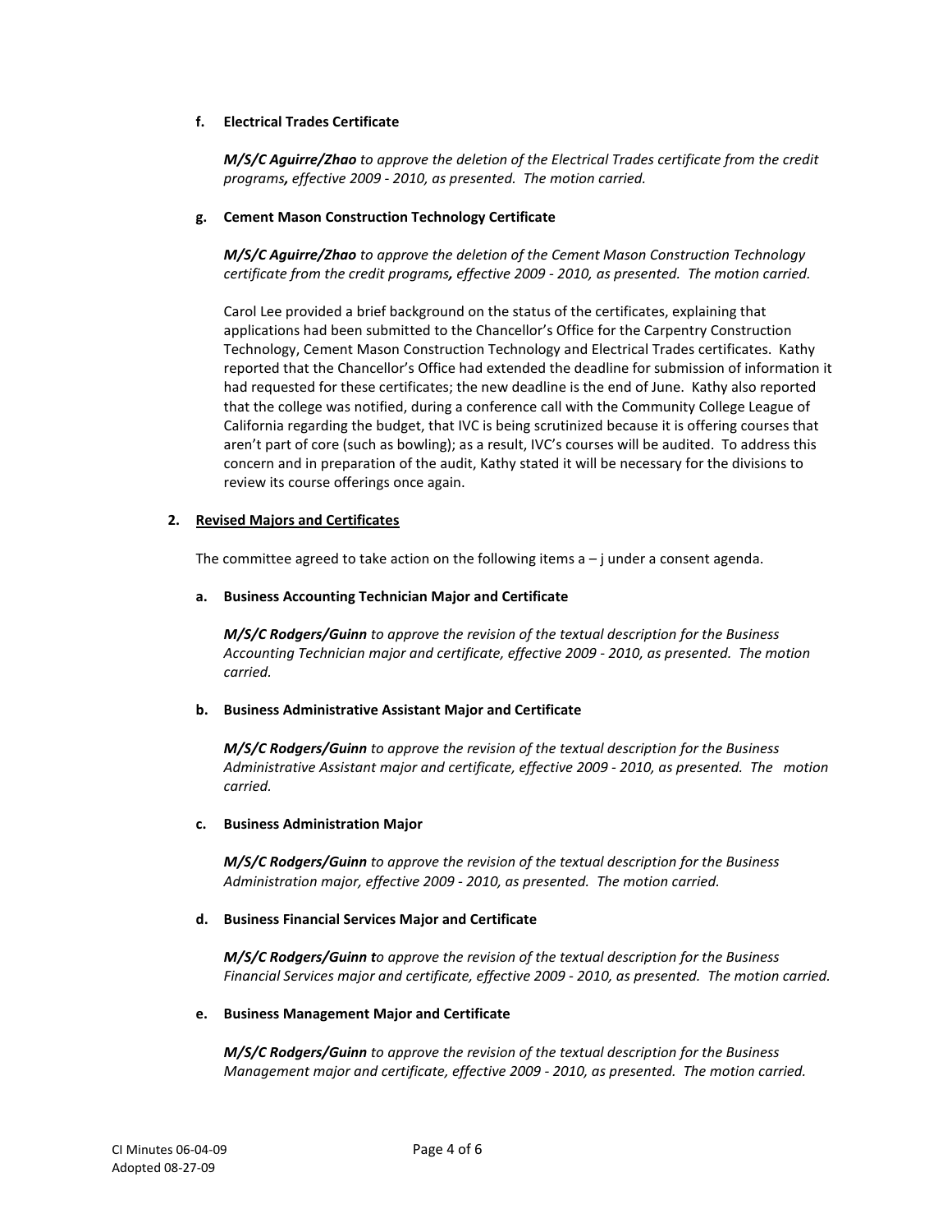**f. Electrical Trades Certificate**

***M/S/C Aguirre/Zhao*** *to approve the deletion of the Electrical Trades certificate from the credit programs**,** effective 2009 - 2010, as presented. The motion carried.*

**g. Cement Mason Construction Technology Certificate**

***M/S/C Aguirre/Zhao*** *to approve the deletion of the Cement Mason Construction Technology certificate from the credit programs**,** effective 2009 - 2010, as presented. The motion carried.*

Carol Lee provided a brief background on the status of the certificates, explaining that applications had been submitted to the Chancellor's Office for the Carpentry Construction Technology, Cement Mason Construction Technology and Electrical Trades certificates. Kathy reported that the Chancellor's Office had extended the deadline for submission of information it had requested for these certificates; the new deadline is the end of June. Kathy also reported that the college was notified, during a conference call with the Community College League of California regarding the budget, that IVC is being scrutinized because it is offering courses that aren't part of core (such as bowling); as a result, IVC's courses will be audited. To address this concern and in preparation of the audit, Kathy stated it will be necessary for the divisions to review its course offerings once again.

**2. <u>Revised Majors and Certificates</u>**

The committee agreed to take action on the following items a – j under a consent agenda.

**a. Business Accounting Technician Major and Certificate**

***M/S/C Rodgers/Guinn*** *to approve the revision of the textual description for the Business Accounting Technician major and certificate, effective 2009 - 2010, as presented. The motion carried.*

**b. Business Administrative Assistant Major and Certificate**

***M/S/C Rodgers/Guinn*** *to approve the revision of the textual description for the Business Administrative Assistant major and certificate, effective 2009 - 2010, as presented. The motion carried.*

**c. Business Administration Major**

***M/S/C Rodgers/Guinn*** *to approve the revision of the textual description for the Business Administration major, effective 2009 - 2010, as presented. The motion carried.*

**d. Business Financial Services Major and Certificate**

***M/S/C Rodgers/Guinn t****o approve the revision of the textual description for the Business Financial Services major and certificate, effective 2009 - 2010, as presented. The motion carried.*

**e. Business Management Major and Certificate**

***M/S/C Rodgers/Guinn*** *to approve the revision of the textual description for the Business Management major and certificate, effective 2009 - 2010, as presented. The motion carried.*

CI Minutes 06-04-09
Adopted 08-27-09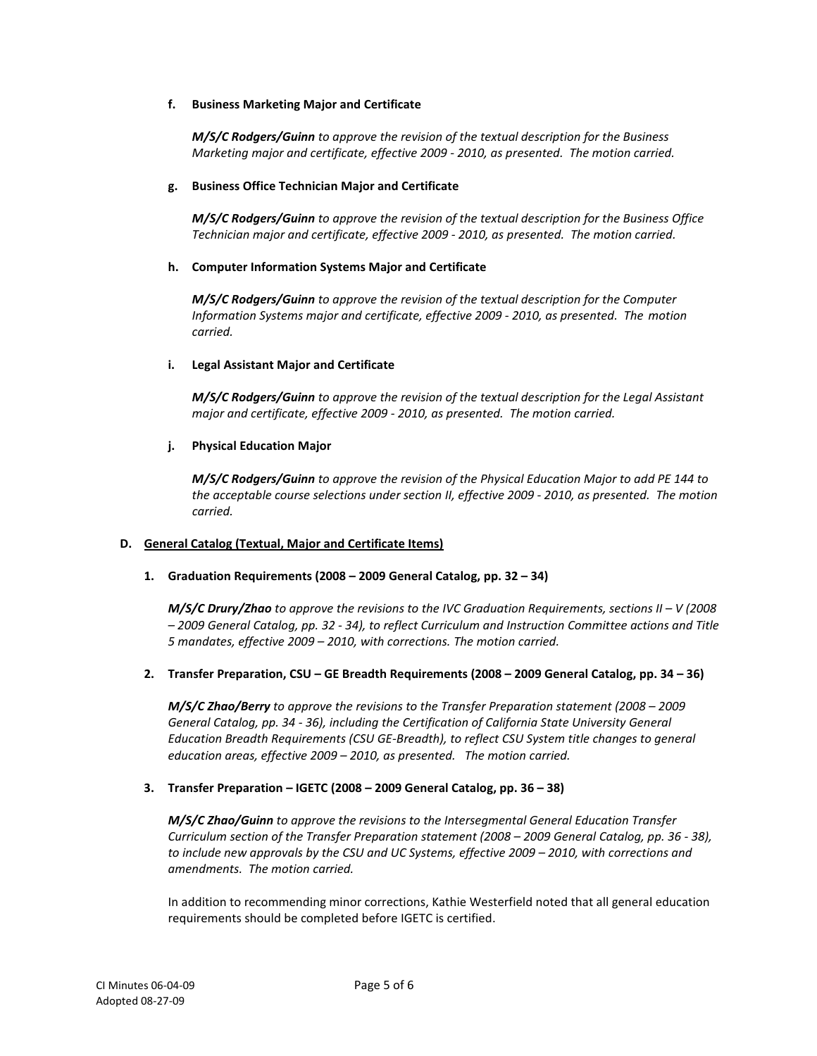**f. Business Marketing Major and Certificate**

***M/S/C Rodgers/Guinn*** *to approve the revision of the textual description for the Business Marketing major and certificate, effective 2009 - 2010, as presented. The motion carried.*

**g. Business Office Technician Major and Certificate**

***M/S/C Rodgers/Guinn*** *to approve the revision of the textual description for the Business Office Technician major and certificate, effective 2009 - 2010, as presented. The motion carried.*

**h. Computer Information Systems Major and Certificate**

***M/S/C Rodgers/Guinn*** *to approve the revision of the textual description for the Computer Information Systems major and certificate, effective 2009 - 2010, as presented. The motion carried.*

**i. Legal Assistant Major and Certificate**

***M/S/C Rodgers/Guinn*** *to approve the revision of the textual description for the Legal Assistant major and certificate, effective 2009 - 2010, as presented. The motion carried.*

**j. Physical Education Major**

***M/S/C Rodgers/Guinn*** *to approve the revision of the Physical Education Major to add PE 144 to the acceptable course selections under section II, effective 2009 - 2010, as presented. The motion carried.*

**D. <u>General Catalog (Textual, Major and Certificate Items)</u>**

**1. Graduation Requirements (2008 – 2009 General Catalog, pp. 32 – 34)**

***M/S/C Drury/Zhao*** *to approve the revisions to the IVC Graduation Requirements, sections II – V (2008 – 2009 General Catalog, pp. 32 - 34), to reflect Curriculum and Instruction Committee actions and Title 5 mandates, effective 2009 – 2010, with corrections. The motion carried.*

**2. Transfer Preparation, CSU – GE Breadth Requirements (2008 – 2009 General Catalog, pp. 34 – 36)**

***M/S/C Zhao/Berry*** *to approve the revisions to the Transfer Preparation statement (2008 – 2009 General Catalog, pp. 34 - 36), including the Certification of California State University General Education Breadth Requirements (CSU GE-Breadth), to reflect CSU System title changes to general education areas, effective 2009 – 2010, as presented. The motion carried.*

**3. Transfer Preparation – IGETC (2008 – 2009 General Catalog, pp. 36 – 38)**

***M/S/C Zhao/Guinn*** *to approve the revisions to the Intersegmental General Education Transfer Curriculum section of the Transfer Preparation statement (2008 – 2009 General Catalog, pp. 36 - 38), to include new approvals by the CSU and UC Systems, effective 2009 – 2010, with corrections and amendments. The motion carried.*

In addition to recommending minor corrections, Kathie Westerfield noted that all general education requirements should be completed before IGETC is certified.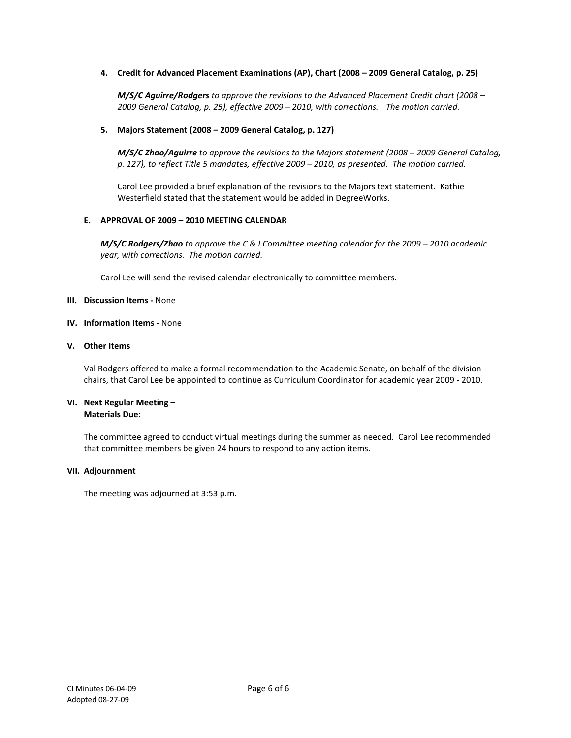**4. Credit for Advanced Placement Examinations (AP), Chart (2008 – 2009 General Catalog, p. 25)**

***M/S/C Aguirre/Rodgers*** *to approve the revisions to the Advanced Placement Credit chart (2008 – 2009 General Catalog, p. 25), effective 2009 – 2010, with corrections. The motion carried.*

**5. Majors Statement (2008 – 2009 General Catalog, p. 127)**

***M/S/C Zhao/Aguirre*** *to approve the revisions to the Majors statement (2008 – 2009 General Catalog, p. 127), to reflect Title 5 mandates, effective 2009 – 2010, as presented. The motion carried.*

Carol Lee provided a brief explanation of the revisions to the Majors text statement. Kathie Westerfield stated that the statement would be added in DegreeWorks.

**E. APPROVAL OF 2009 – 2010 MEETING CALENDAR**

***M/S/C Rodgers/Zhao*** *to approve the C & I Committee meeting calendar for the 2009 – 2010 academic year, with corrections. The motion carried.*

Carol Lee will send the revised calendar electronically to committee members.

**III. Discussion Items -** None

**IV. Information Items -** None

**V. Other Items**

Val Rodgers offered to make a formal recommendation to the Academic Senate, on behalf of the division chairs, that Carol Lee be appointed to continue as Curriculum Coordinator for academic year 2009 - 2010.

**VI. Next Regular Meeting –**
**Materials Due:**

The committee agreed to conduct virtual meetings during the summer as needed. Carol Lee recommended that committee members be given 24 hours to respond to any action items.

**VII. Adjournment**

The meeting was adjourned at 3:53 p.m.

CI Minutes 06-04-09
Adopted 08-27-09